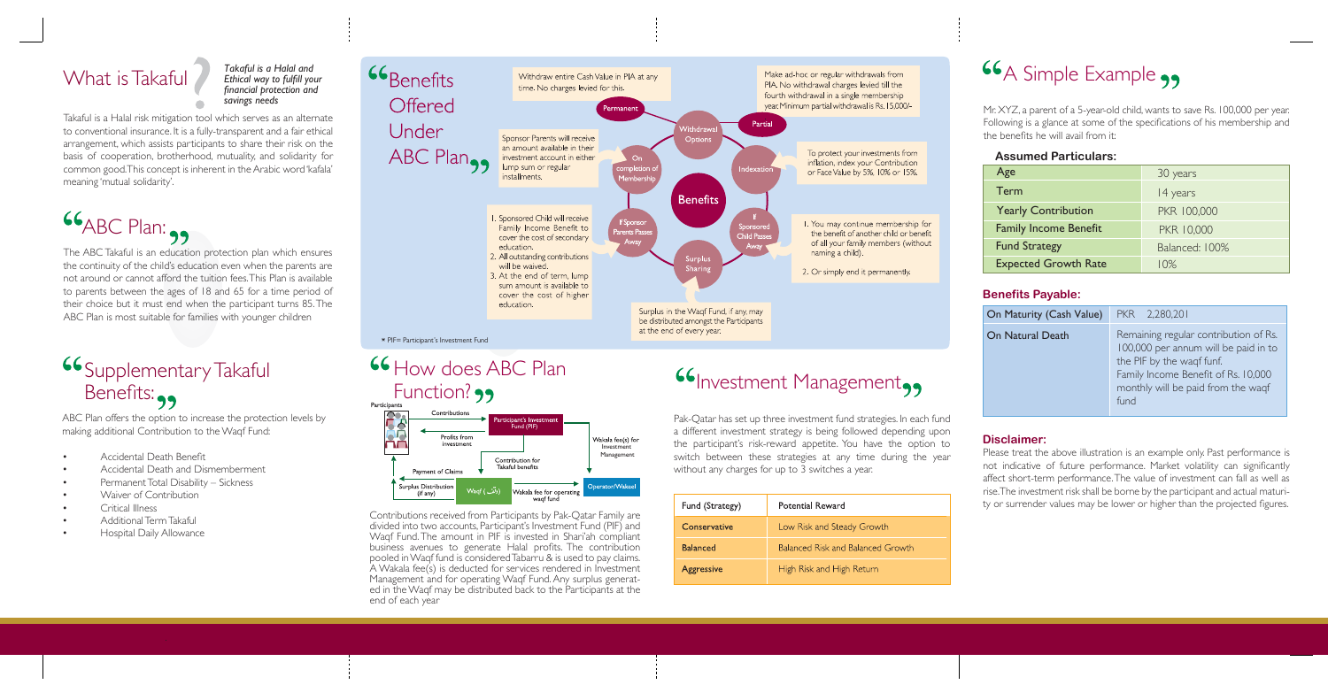# What is Takaful

*Takaful is a Halal and Ethical way to fulfill your financial protection and savings needs*

Takaful is a Halal risk mitigation tool which serves as an alternate to conventional insurance. It is a fully-transparent and a fair ethical arrangement, which assists participants to share their risk on the basis of cooperation, brotherhood, mutuality, and solidarity for common good. This concept is inherent in the Arabic word 'kafala' meaning 'mutual solidarity'.

# ABC Plan:

The ABC Takaful is an education protection plan which ensures the continuity of the child's education even when the parents are not around or cannot afford the tuition fees. This Plan is available to parents between the ages of 18 and 65 for a time period of their choice but it must end when the participant turns 85. The ABC Plan is most suitable for families with younger children

# Supplementary Takaful Benefits:

ABC Plan offers the option to increase the protection levels by making additional Contribution to the Waqf Fund:

- Accidental Death Benefit
- Accidental Death and Dismemberment
- Permanent Total Disability – Sickness
- Waiver of Contribution
- Critical Illness
- Additional Term Takaful
- Hospital Daily Allowance

# Benefits Offered Under ABC Plan

**Benefits**

- **Withdrawal Options**
  - **Permanent:** Withdraw entire Cash Value in PIA at any time. No charges levied for this.
  - **Partial:** Make ad-hoc or regular withdrawals from PIA. No withdrawal charges levied till the fourth withdrawal in a single membership year. Minimum partial withdrawal is Rs. 15,000/-
- **Indexation:** To protect your investments from inflation, index your Contribution or Face Value by 5%, 10% or 15%.
- **If Sponsored Child Passes Away**
  1. You may continue membership for the benefit of another child or benefit of all your family members (without naming a child).
  2. Or simply end it permanently.
- **Surplus Sharing:** Surplus in the Waqf Fund, if any, may be distributed amongst the Participants at the end of every year.
- **If Sponsor Parents Pass Away**
  1. Sponsored Child will receive Family Income Benefit to cover the cost of secondary education.
  2. All outstanding contributions will be waived.
  3. At the end of term, lump sum amount is available to cover the cost of higher education.
- **On completion of Membership:** Sponsor Parents will receive an amount available in their investment account in either lump sum or regular installments.

* PIF= Participant's Investment Fund

# How does ABC Plan Function?

Participants → Contributions → Participant's Investment Fund (PIF) → Wakala fee(s) for Investment Management → Operator/Wakeel

Profits from investment → Participants

Contribution for Takaful benefits → Waqf (وقف) → Wakala fee for operating waqf fund → Operator/Wakeel

Waqf → Payment of Claims; Surplus Distribution (if any) → Participants

Contributions received from Participants by Pak-Qatar Family are divided into two accounts, Participant's Investment Fund (PIF) and Waqf Fund. The amount in PIF is invested in Shari'ah compliant business avenues to generate Halal profits. The contribution pooled in Waqf fund is considered Tabarru & is used to pay claims. A Wakala fee(s) is deducted for services rendered in Investment Management and for operating Waqf Fund. Any surplus generated in the Waqf may be distributed back to the Participants at the end of each year

# Investment Management

Pak-Qatar has set up three investment fund strategies. In each fund a different investment strategy is being followed depending upon the participant's risk-reward appetite. You have the option to switch between these strategies at any time during the year without any charges for up to 3 switches a year.

| Fund (Strategy) | Potential Reward |
|---|---|
| Conservative | Low Risk and Steady Growth |
| Balanced | Balanced Risk and Balanced Growth |
| Aggressive | High Risk and High Return |

# A Simple Example

Mr. XYZ, a parent of a 5-year-old child, wants to save Rs. 100,000 per year. Following is a glance at some of the specifications of his membership and the benefits he will avail from it:

### Assumed Particulars:

| Age | 30 years |
|---|---|
| Term | 14 years |
| Yearly Contribution | PKR 100,000 |
| Family Income Benefit | PKR 10,000 |
| Fund Strategy | Balanced: 100% |
| Expected Growth Rate | 10% |

### Benefits Payable:

| On Maturity (Cash Value) | PKR 2,280,201 |
|---|---|
| On Natural Death | Remaining regular contribution of Rs. 100,000 per annum will be paid in to the PIF by the waqf funf. Family Income Benefit of Rs. 10,000 monthly will be paid from the waqf fund |

### Disclaimer:

Please treat the above illustration is an example only. Past performance is not indicative of future performance. Market volatility can significantly affect short-term performance. The value of investment can fall as well as rise. The investment risk shall be borne by the participant and actual maturity or surrender values may be lower or higher than the projected figures.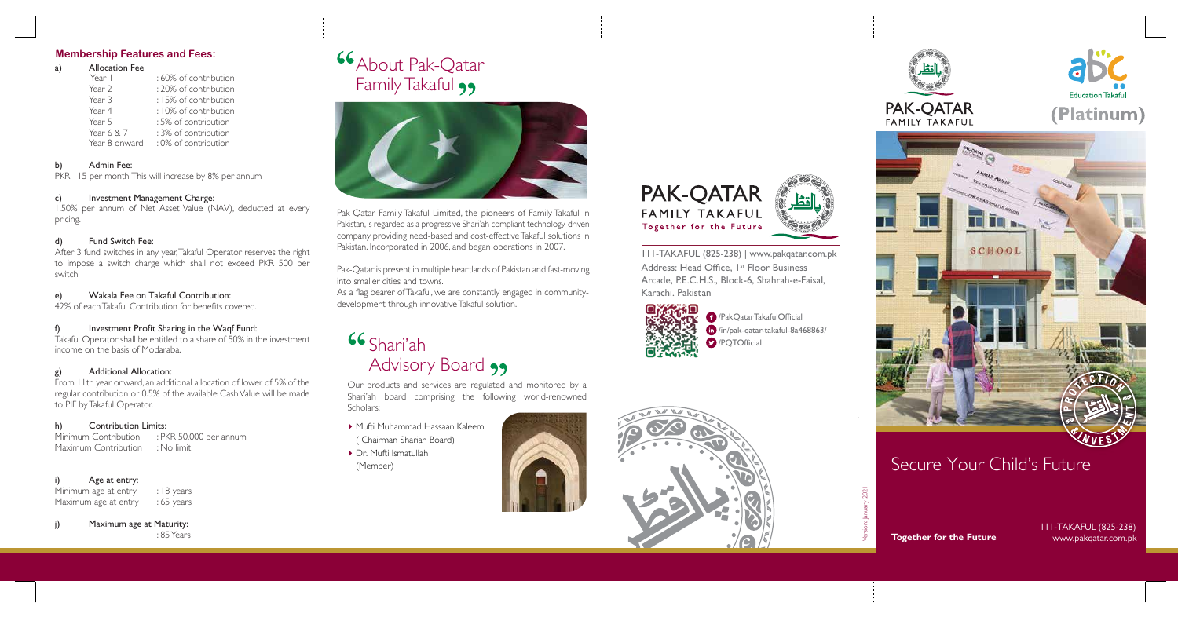## Membership Features and Fees:

**a) Allocation Fee**

| | |
|---|---|
| Year 1 | : 60% of contribution |
| Year 2 | : 20% of contribution |
| Year 3 | : 15% of contribution |
| Year 4 | : 10% of contribution |
| Year 5 | : 5% of contribution |
| Year 6 & 7 | : 3% of contribution |
| Year 8 onward | : 0% of contribution |

**b) Admin Fee:**

PKR 115 per month. This will increase by 8% per annum

**c) Investment Management Charge:**

1.50% per annum of Net Asset Value (NAV), deducted at every pricing.

**d) Fund Switch Fee:**

After 3 fund switches in any year, Takaful Operator reserves the right to impose a switch charge which shall not exceed PKR 500 per switch.

**e) Wakala Fee on Takaful Contribution:**

42% of each Takaful Contribution for benefits covered.

**f) Investment Profit Sharing in the Waqf Fund:**

Takaful Operator shall be entitled to a share of 50% in the investment income on the basis of Modaraba.

**g) Additional Allocation:**

From 11th year onward, an additional allocation of lower of 5% of the regular contribution or 0.5% of the available Cash Value will be made to PIF by Takaful Operator.

**h) Contribution Limits:**

| | |
|---|---|
| Minimum Contribution | : PKR 50,000 per annum |
| Maximum Contribution | : No limit |

**i) Age at entry:**

| | |
|---|---|
| Minimum age at entry | : 18 years |
| Maximum age at entry | : 65 years |

**j) Maximum age at Maturity:** : 85 Years

## "About Pak-Qatar Family Takaful"

Pak-Qatar Family Takaful Limited, the pioneers of Family Takaful in Pakistan, is regarded as a progressive Shari'ah compliant technology-driven company providing need-based and cost-effective Takaful solutions in Pakistan. Incorporated in 2006, and began operations in 2007.

Pak-Qatar is present in multiple heartlands of Pakistan and fast-moving into smaller cities and towns.

As a flag bearer of Takaful, we are constantly engaged in community-development through innovative Takaful solution.

## "Shari'ah Advisory Board"

Our products and services are regulated and monitored by a Shari'ah board comprising the following world-renowned Scholars:

- Mufti Muhammad Hassaan Kaleem ( Chairman Shariah Board)
- Dr. Mufti Ismatullah (Member)

PAK-QATAR FAMILY TAKAFUL
Together for the Future

111-TAKAFUL (825-238) | www.pakqatar.com.pk
Address: Head Office, 1st Floor Business Arcade, P.E.C.H.S., Block-6, Shahrah-e-Faisal, Karachi. Pakistan

/PakQatarTakafulOfficial
/in/pak-qatar-takaful-8a468863/
/PQTOfficial

Version: January 2021

PAK-QATAR FAMILY TAKAFUL

abc Education Takaful **(Platinum)**

# Secure Your Child's Future

**Together for the Future**

111-TAKAFUL (825-238)
www.pakqatar.com.pk